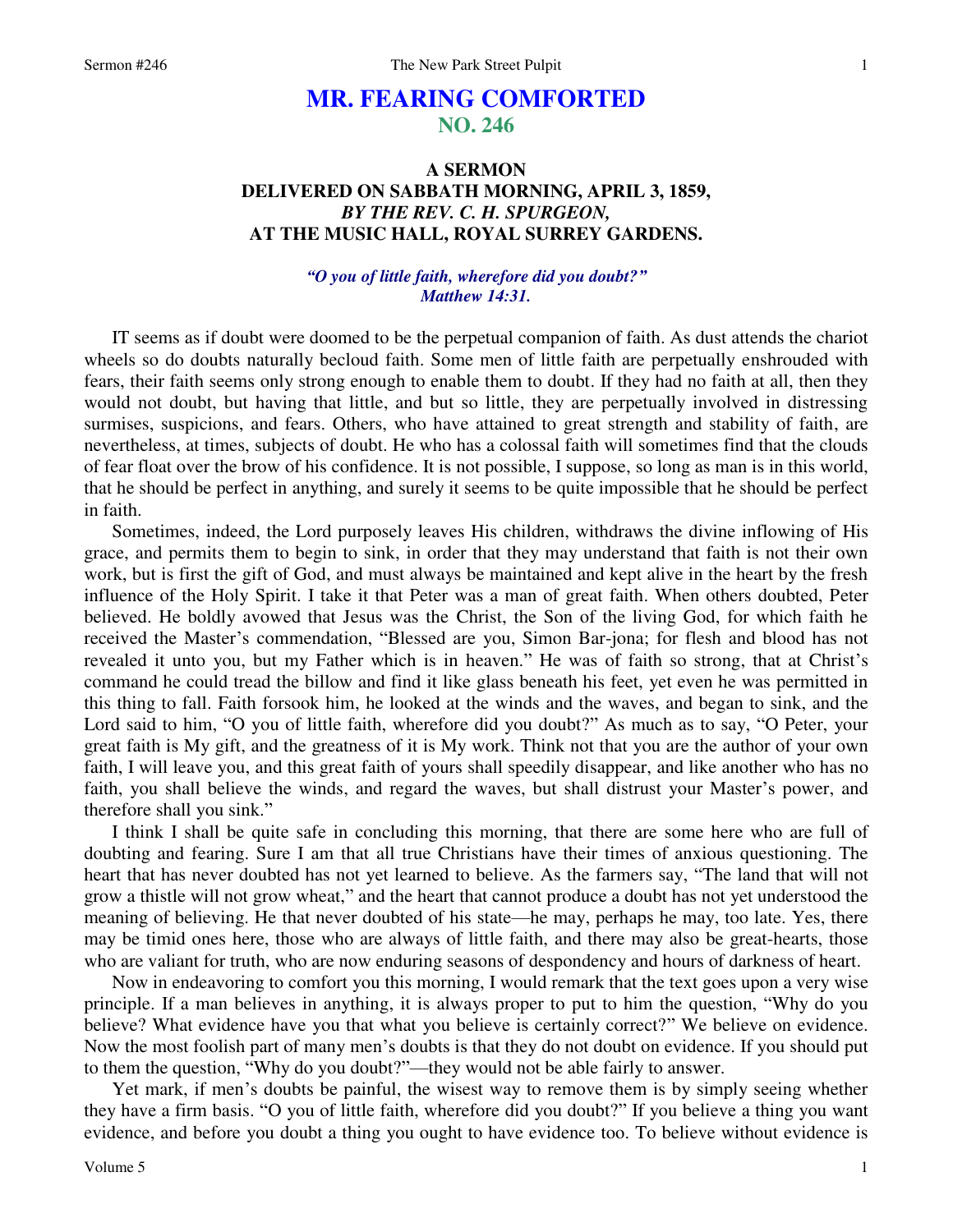# MR. FEARING COMFORTED
## NO. 246

### A SERMON
### DELIVERED ON SABBATH MORNING, APRIL 3, 1859,
### *BY THE REV. C. H. SPURGEON,*
### AT THE MUSIC HALL, ROYAL SURREY GARDENS.

*"O you of little faith, wherefore did you doubt?"*
*Matthew 14:31.*

IT seems as if doubt were doomed to be the perpetual companion of faith. As dust attends the chariot wheels so do doubts naturally becloud faith. Some men of little faith are perpetually enshrouded with fears, their faith seems only strong enough to enable them to doubt. If they had no faith at all, then they would not doubt, but having that little, and but so little, they are perpetually involved in distressing surmises, suspicions, and fears. Others, who have attained to great strength and stability of faith, are nevertheless, at times, subjects of doubt. He who has a colossal faith will sometimes find that the clouds of fear float over the brow of his confidence. It is not possible, I suppose, so long as man is in this world, that he should be perfect in anything, and surely it seems to be quite impossible that he should be perfect in faith.

Sometimes, indeed, the Lord purposely leaves His children, withdraws the divine inflowing of His grace, and permits them to begin to sink, in order that they may understand that faith is not their own work, but is first the gift of God, and must always be maintained and kept alive in the heart by the fresh influence of the Holy Spirit. I take it that Peter was a man of great faith. When others doubted, Peter believed. He boldly avowed that Jesus was the Christ, the Son of the living God, for which faith he received the Master's commendation, "Blessed are you, Simon Bar-jona; for flesh and blood has not revealed it unto you, but my Father which is in heaven." He was of faith so strong, that at Christ's command he could tread the billow and find it like glass beneath his feet, yet even he was permitted in this thing to fall. Faith forsook him, he looked at the winds and the waves, and began to sink, and the Lord said to him, "O you of little faith, wherefore did you doubt?" As much as to say, "O Peter, your great faith is My gift, and the greatness of it is My work. Think not that you are the author of your own faith, I will leave you, and this great faith of yours shall speedily disappear, and like another who has no faith, you shall believe the winds, and regard the waves, but shall distrust your Master's power, and therefore shall you sink."

I think I shall be quite safe in concluding this morning, that there are some here who are full of doubting and fearing. Sure I am that all true Christians have their times of anxious questioning. The heart that has never doubted has not yet learned to believe. As the farmers say, "The land that will not grow a thistle will not grow wheat," and the heart that cannot produce a doubt has not yet understood the meaning of believing. He that never doubted of his state—he may, perhaps he may, too late. Yes, there may be timid ones here, those who are always of little faith, and there may also be great-hearts, those who are valiant for truth, who are now enduring seasons of despondency and hours of darkness of heart.

Now in endeavoring to comfort you this morning, I would remark that the text goes upon a very wise principle. If a man believes in anything, it is always proper to put to him the question, "Why do you believe? What evidence have you that what you believe is certainly correct?" We believe on evidence. Now the most foolish part of many men's doubts is that they do not doubt on evidence. If you should put to them the question, "Why do you doubt?"—they would not be able fairly to answer.

Yet mark, if men's doubts be painful, the wisest way to remove them is by simply seeing whether they have a firm basis. "O you of little faith, wherefore did you doubt?" If you believe a thing you want evidence, and before you doubt a thing you ought to have evidence too. To believe without evidence is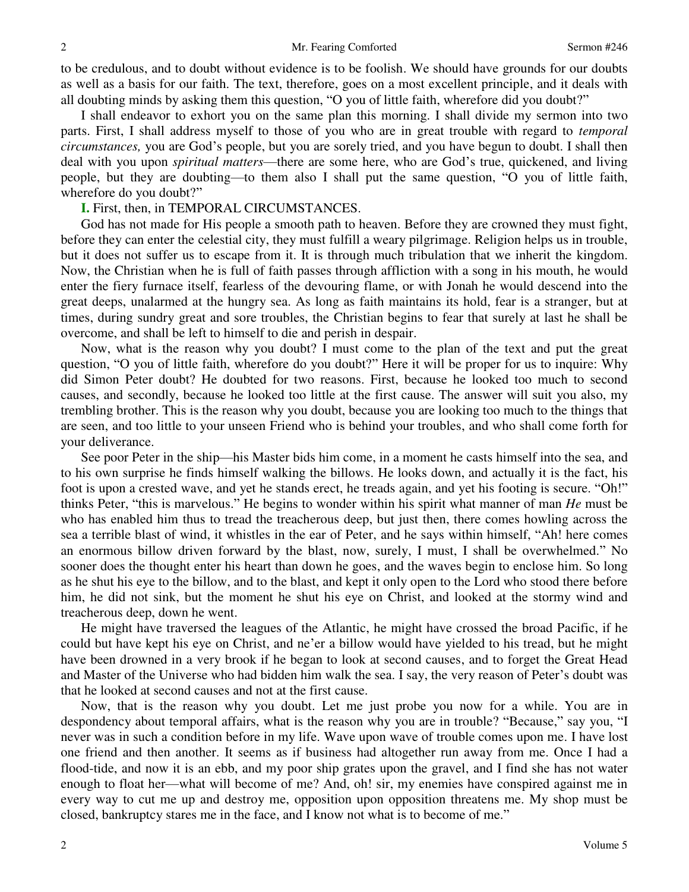to be credulous, and to doubt without evidence is to be foolish. We should have grounds for our doubts as well as a basis for our faith. The text, therefore, goes on a most excellent principle, and it deals with all doubting minds by asking them this question, "O you of little faith, wherefore did you doubt?"

I shall endeavor to exhort you on the same plan this morning. I shall divide my sermon into two parts. First, I shall address myself to those of you who are in great trouble with regard to *temporal circumstances,* you are God's people, but you are sorely tried, and you have begun to doubt. I shall then deal with you upon *spiritual matters*—there are some here, who are God's true, quickened, and living people, but they are doubting—to them also I shall put the same question, "O you of little faith, wherefore do you doubt?"

**I.** First, then, in TEMPORAL CIRCUMSTANCES.

God has not made for His people a smooth path to heaven. Before they are crowned they must fight, before they can enter the celestial city, they must fulfill a weary pilgrimage. Religion helps us in trouble, but it does not suffer us to escape from it. It is through much tribulation that we inherit the kingdom. Now, the Christian when he is full of faith passes through affliction with a song in his mouth, he would enter the fiery furnace itself, fearless of the devouring flame, or with Jonah he would descend into the great deeps, unalarmed at the hungry sea. As long as faith maintains its hold, fear is a stranger, but at times, during sundry great and sore troubles, the Christian begins to fear that surely at last he shall be overcome, and shall be left to himself to die and perish in despair.

Now, what is the reason why you doubt? I must come to the plan of the text and put the great question, "O you of little faith, wherefore do you doubt?" Here it will be proper for us to inquire: Why did Simon Peter doubt? He doubted for two reasons. First, because he looked too much to second causes, and secondly, because he looked too little at the first cause. The answer will suit you also, my trembling brother. This is the reason why you doubt, because you are looking too much to the things that are seen, and too little to your unseen Friend who is behind your troubles, and who shall come forth for your deliverance.

See poor Peter in the ship—his Master bids him come, in a moment he casts himself into the sea, and to his own surprise he finds himself walking the billows. He looks down, and actually it is the fact, his foot is upon a crested wave, and yet he stands erect, he treads again, and yet his footing is secure. "Oh!" thinks Peter, "this is marvelous." He begins to wonder within his spirit what manner of man *He* must be who has enabled him thus to tread the treacherous deep, but just then, there comes howling across the sea a terrible blast of wind, it whistles in the ear of Peter, and he says within himself, "Ah! here comes an enormous billow driven forward by the blast, now, surely, I must, I shall be overwhelmed." No sooner does the thought enter his heart than down he goes, and the waves begin to enclose him. So long as he shut his eye to the billow, and to the blast, and kept it only open to the Lord who stood there before him, he did not sink, but the moment he shut his eye on Christ, and looked at the stormy wind and treacherous deep, down he went.

He might have traversed the leagues of the Atlantic, he might have crossed the broad Pacific, if he could but have kept his eye on Christ, and ne'er a billow would have yielded to his tread, but he might have been drowned in a very brook if he began to look at second causes, and to forget the Great Head and Master of the Universe who had bidden him walk the sea. I say, the very reason of Peter's doubt was that he looked at second causes and not at the first cause.

Now, that is the reason why you doubt. Let me just probe you now for a while. You are in despondency about temporal affairs, what is the reason why you are in trouble? "Because," say you, "I never was in such a condition before in my life. Wave upon wave of trouble comes upon me. I have lost one friend and then another. It seems as if business had altogether run away from me. Once I had a flood-tide, and now it is an ebb, and my poor ship grates upon the gravel, and I find she has not water enough to float her—what will become of me? And, oh! sir, my enemies have conspired against me in every way to cut me up and destroy me, opposition upon opposition threatens me. My shop must be closed, bankruptcy stares me in the face, and I know not what is to become of me."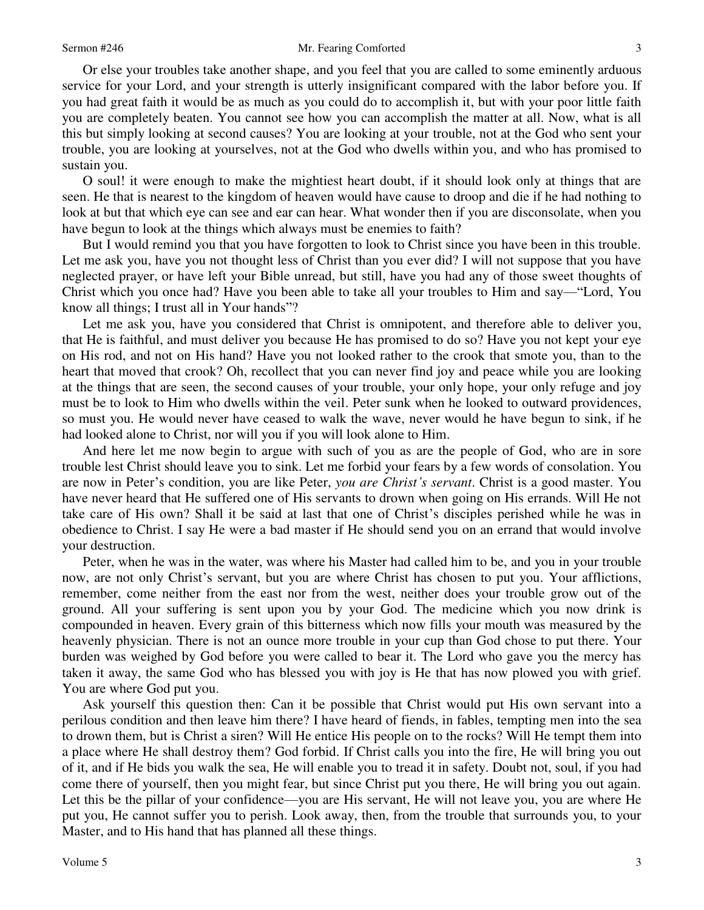Or else your troubles take another shape, and you feel that you are called to some eminently arduous service for your Lord, and your strength is utterly insignificant compared with the labor before you. If you had great faith it would be as much as you could do to accomplish it, but with your poor little faith you are completely beaten. You cannot see how you can accomplish the matter at all. Now, what is all this but simply looking at second causes? You are looking at your trouble, not at the God who sent your trouble, you are looking at yourselves, not at the God who dwells within you, and who has promised to sustain you.

O soul! it were enough to make the mightiest heart doubt, if it should look only at things that are seen. He that is nearest to the kingdom of heaven would have cause to droop and die if he had nothing to look at but that which eye can see and ear can hear. What wonder then if you are disconsolate, when you have begun to look at the things which always must be enemies to faith?

But I would remind you that you have forgotten to look to Christ since you have been in this trouble. Let me ask you, have you not thought less of Christ than you ever did? I will not suppose that you have neglected prayer, or have left your Bible unread, but still, have you had any of those sweet thoughts of Christ which you once had? Have you been able to take all your troubles to Him and say—"Lord, You know all things; I trust all in Your hands"?

Let me ask you, have you considered that Christ is omnipotent, and therefore able to deliver you, that He is faithful, and must deliver you because He has promised to do so? Have you not kept your eye on His rod, and not on His hand? Have you not looked rather to the crook that smote you, than to the heart that moved that crook? Oh, recollect that you can never find joy and peace while you are looking at the things that are seen, the second causes of your trouble, your only hope, your only refuge and joy must be to look to Him who dwells within the veil. Peter sunk when he looked to outward providences, so must you. He would never have ceased to walk the wave, never would he have begun to sink, if he had looked alone to Christ, nor will you if you will look alone to Him.

And here let me now begin to argue with such of you as are the people of God, who are in sore trouble lest Christ should leave you to sink. Let me forbid your fears by a few words of consolation. You are now in Peter's condition, you are like Peter, *you are Christ's servant*. Christ is a good master. You have never heard that He suffered one of His servants to drown when going on His errands. Will He not take care of His own? Shall it be said at last that one of Christ's disciples perished while he was in obedience to Christ. I say He were a bad master if He should send you on an errand that would involve your destruction.

Peter, when he was in the water, was where his Master had called him to be, and you in your trouble now, are not only Christ's servant, but you are where Christ has chosen to put you. Your afflictions, remember, come neither from the east nor from the west, neither does your trouble grow out of the ground. All your suffering is sent upon you by your God. The medicine which you now drink is compounded in heaven. Every grain of this bitterness which now fills your mouth was measured by the heavenly physician. There is not an ounce more trouble in your cup than God chose to put there. Your burden was weighed by God before you were called to bear it. The Lord who gave you the mercy has taken it away, the same God who has blessed you with joy is He that has now plowed you with grief. You are where God put you.

Ask yourself this question then: Can it be possible that Christ would put His own servant into a perilous condition and then leave him there? I have heard of fiends, in fables, tempting men into the sea to drown them, but is Christ a siren? Will He entice His people on to the rocks? Will He tempt them into a place where He shall destroy them? God forbid. If Christ calls you into the fire, He will bring you out of it, and if He bids you walk the sea, He will enable you to tread it in safety. Doubt not, soul, if you had come there of yourself, then you might fear, but since Christ put you there, He will bring you out again. Let this be the pillar of your confidence—you are His servant, He will not leave you, you are where He put you, He cannot suffer you to perish. Look away, then, from the trouble that surrounds you, to your Master, and to His hand that has planned all these things.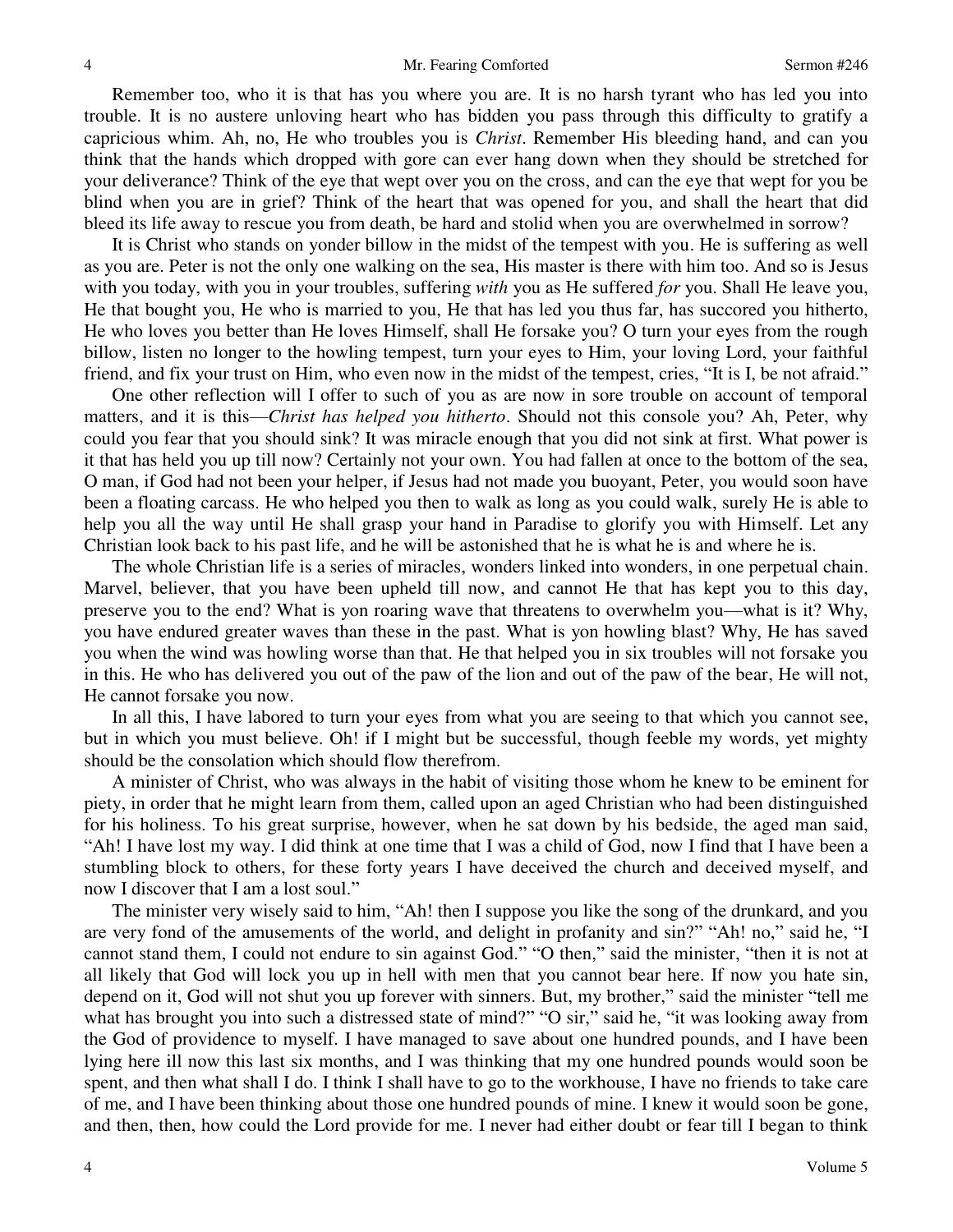Remember too, who it is that has you where you are. It is no harsh tyrant who has led you into trouble. It is no austere unloving heart who has bidden you pass through this difficulty to gratify a capricious whim. Ah, no, He who troubles you is *Christ*. Remember His bleeding hand, and can you think that the hands which dropped with gore can ever hang down when they should be stretched for your deliverance? Think of the eye that wept over you on the cross, and can the eye that wept for you be blind when you are in grief? Think of the heart that was opened for you, and shall the heart that did bleed its life away to rescue you from death, be hard and stolid when you are overwhelmed in sorrow?

It is Christ who stands on yonder billow in the midst of the tempest with you. He is suffering as well as you are. Peter is not the only one walking on the sea, His master is there with him too. And so is Jesus with you today, with you in your troubles, suffering *with* you as He suffered *for* you. Shall He leave you, He that bought you, He who is married to you, He that has led you thus far, has succored you hitherto, He who loves you better than He loves Himself, shall He forsake you? O turn your eyes from the rough billow, listen no longer to the howling tempest, turn your eyes to Him, your loving Lord, your faithful friend, and fix your trust on Him, who even now in the midst of the tempest, cries, "It is I, be not afraid."

One other reflection will I offer to such of you as are now in sore trouble on account of temporal matters, and it is this—*Christ has helped you hitherto*. Should not this console you? Ah, Peter, why could you fear that you should sink? It was miracle enough that you did not sink at first. What power is it that has held you up till now? Certainly not your own. You had fallen at once to the bottom of the sea, O man, if God had not been your helper, if Jesus had not made you buoyant, Peter, you would soon have been a floating carcass. He who helped you then to walk as long as you could walk, surely He is able to help you all the way until He shall grasp your hand in Paradise to glorify you with Himself. Let any Christian look back to his past life, and he will be astonished that he is what he is and where he is.

The whole Christian life is a series of miracles, wonders linked into wonders, in one perpetual chain. Marvel, believer, that you have been upheld till now, and cannot He that has kept you to this day, preserve you to the end? What is yon roaring wave that threatens to overwhelm you—what is it? Why, you have endured greater waves than these in the past. What is yon howling blast? Why, He has saved you when the wind was howling worse than that. He that helped you in six troubles will not forsake you in this. He who has delivered you out of the paw of the lion and out of the paw of the bear, He will not, He cannot forsake you now.

In all this, I have labored to turn your eyes from what you are seeing to that which you cannot see, but in which you must believe. Oh! if I might but be successful, though feeble my words, yet mighty should be the consolation which should flow therefrom.

A minister of Christ, who was always in the habit of visiting those whom he knew to be eminent for piety, in order that he might learn from them, called upon an aged Christian who had been distinguished for his holiness. To his great surprise, however, when he sat down by his bedside, the aged man said, "Ah! I have lost my way. I did think at one time that I was a child of God, now I find that I have been a stumbling block to others, for these forty years I have deceived the church and deceived myself, and now I discover that I am a lost soul."

The minister very wisely said to him, "Ah! then I suppose you like the song of the drunkard, and you are very fond of the amusements of the world, and delight in profanity and sin?" "Ah! no," said he, "I cannot stand them, I could not endure to sin against God." "O then," said the minister, "then it is not at all likely that God will lock you up in hell with men that you cannot bear here. If now you hate sin, depend on it, God will not shut you up forever with sinners. But, my brother," said the minister "tell me what has brought you into such a distressed state of mind?" "O sir," said he, "it was looking away from the God of providence to myself. I have managed to save about one hundred pounds, and I have been lying here ill now this last six months, and I was thinking that my one hundred pounds would soon be spent, and then what shall I do. I think I shall have to go to the workhouse, I have no friends to take care of me, and I have been thinking about those one hundred pounds of mine. I knew it would soon be gone, and then, then, how could the Lord provide for me. I never had either doubt or fear till I began to think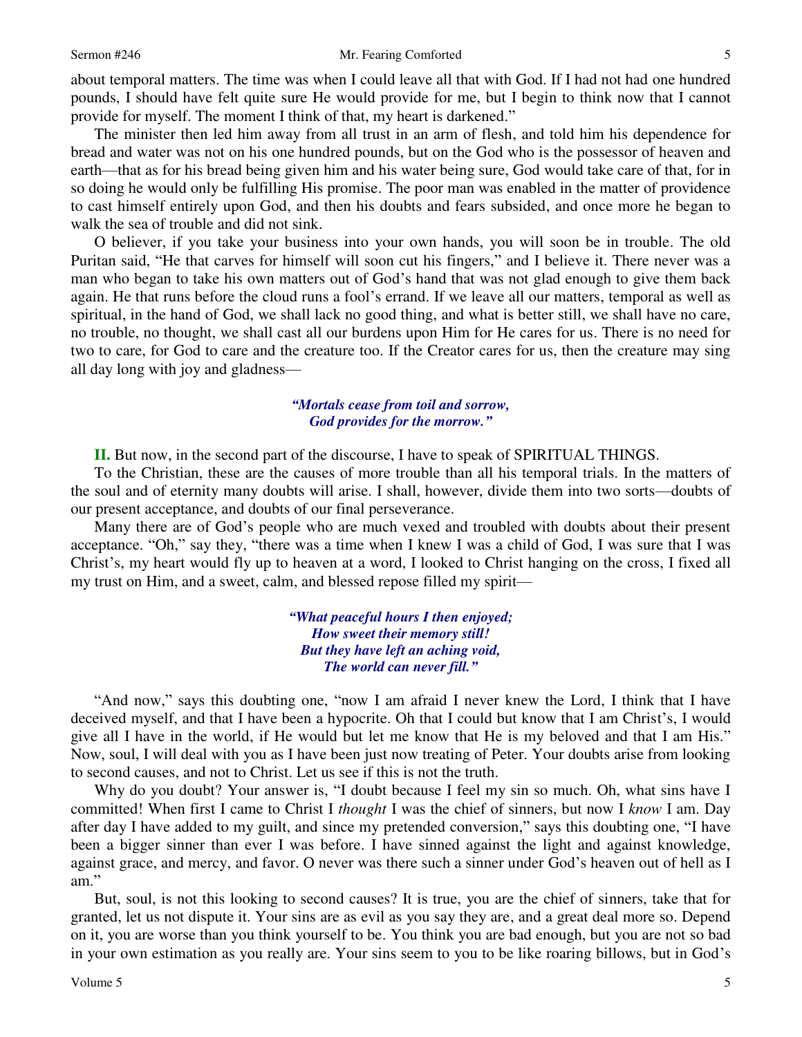about temporal matters. The time was when I could leave all that with God. If I had not had one hundred pounds, I should have felt quite sure He would provide for me, but I begin to think now that I cannot provide for myself. The moment I think of that, my heart is darkened."

The minister then led him away from all trust in an arm of flesh, and told him his dependence for bread and water was not on his one hundred pounds, but on the God who is the possessor of heaven and earth—that as for his bread being given him and his water being sure, God would take care of that, for in so doing he would only be fulfilling His promise. The poor man was enabled in the matter of providence to cast himself entirely upon God, and then his doubts and fears subsided, and once more he began to walk the sea of trouble and did not sink.

O believer, if you take your business into your own hands, you will soon be in trouble. The old Puritan said, "He that carves for himself will soon cut his fingers," and I believe it. There never was a man who began to take his own matters out of God's hand that was not glad enough to give them back again. He that runs before the cloud runs a fool's errand. If we leave all our matters, temporal as well as spiritual, in the hand of God, we shall lack no good thing, and what is better still, we shall have no care, no trouble, no thought, we shall cast all our burdens upon Him for He cares for us. There is no need for two to care, for God to care and the creature too. If the Creator cares for us, then the creature may sing all day long with joy and gladness—

*"Mortals cease from toil and sorrow,*
*God provides for the morrow."*

**II.** But now, in the second part of the discourse, I have to speak of SPIRITUAL THINGS.

To the Christian, these are the causes of more trouble than all his temporal trials. In the matters of the soul and of eternity many doubts will arise. I shall, however, divide them into two sorts—doubts of our present acceptance, and doubts of our final perseverance.

Many there are of God's people who are much vexed and troubled with doubts about their present acceptance. "Oh," say they, "there was a time when I knew I was a child of God, I was sure that I was Christ's, my heart would fly up to heaven at a word, I looked to Christ hanging on the cross, I fixed all my trust on Him, and a sweet, calm, and blessed repose filled my spirit—

*"What peaceful hours I then enjoyed;*
*How sweet their memory still!*
*But they have left an aching void,*
*The world can never fill."*

"And now," says this doubting one, "now I am afraid I never knew the Lord, I think that I have deceived myself, and that I have been a hypocrite. Oh that I could but know that I am Christ's, I would give all I have in the world, if He would but let me know that He is my beloved and that I am His." Now, soul, I will deal with you as I have been just now treating of Peter. Your doubts arise from looking to second causes, and not to Christ. Let us see if this is not the truth.

Why do you doubt? Your answer is, "I doubt because I feel my sin so much. Oh, what sins have I committed! When first I came to Christ I *thought* I was the chief of sinners, but now I *know* I am. Day after day I have added to my guilt, and since my pretended conversion," says this doubting one, "I have been a bigger sinner than ever I was before. I have sinned against the light and against knowledge, against grace, and mercy, and favor. O never was there such a sinner under God's heaven out of hell as I am."

But, soul, is not this looking to second causes? It is true, you are the chief of sinners, take that for granted, let us not dispute it. Your sins are as evil as you say they are, and a great deal more so. Depend on it, you are worse than you think yourself to be. You think you are bad enough, but you are not so bad in your own estimation as you really are. Your sins seem to you to be like roaring billows, but in God's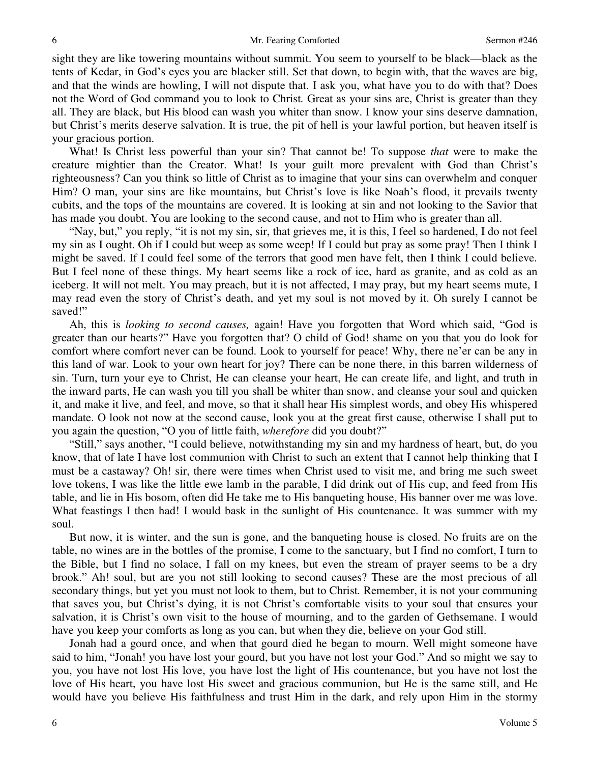sight they are like towering mountains without summit. You seem to yourself to be black—black as the tents of Kedar, in God's eyes you are blacker still. Set that down, to begin with, that the waves are big, and that the winds are howling, I will not dispute that. I ask you, what have you to do with that? Does not the Word of God command you to look to Christ. Great as your sins are, Christ is greater than they all. They are black, but His blood can wash you whiter than snow. I know your sins deserve damnation, but Christ's merits deserve salvation. It is true, the pit of hell is your lawful portion, but heaven itself is your gracious portion.

What! Is Christ less powerful than your sin? That cannot be! To suppose *that* were to make the creature mightier than the Creator. What! Is your guilt more prevalent with God than Christ's righteousness? Can you think so little of Christ as to imagine that your sins can overwhelm and conquer Him? O man, your sins are like mountains, but Christ's love is like Noah's flood, it prevails twenty cubits, and the tops of the mountains are covered. It is looking at sin and not looking to the Savior that has made you doubt. You are looking to the second cause, and not to Him who is greater than all.

"Nay, but," you reply, "it is not my sin, sir, that grieves me, it is this, I feel so hardened, I do not feel my sin as I ought. Oh if I could but weep as some weep! If I could but pray as some pray! Then I think I might be saved. If I could feel some of the terrors that good men have felt, then I think I could believe. But I feel none of these things. My heart seems like a rock of ice, hard as granite, and as cold as an iceberg. It will not melt. You may preach, but it is not affected, I may pray, but my heart seems mute, I may read even the story of Christ's death, and yet my soul is not moved by it. Oh surely I cannot be saved!"

Ah, this is *looking to second causes,* again! Have you forgotten that Word which said, "God is greater than our hearts?" Have you forgotten that? O child of God! shame on you that you do look for comfort where comfort never can be found. Look to yourself for peace! Why, there ne'er can be any in this land of war. Look to your own heart for joy? There can be none there, in this barren wilderness of sin. Turn, turn your eye to Christ, He can cleanse your heart, He can create life, and light, and truth in the inward parts, He can wash you till you shall be whiter than snow, and cleanse your soul and quicken it, and make it live, and feel, and move, so that it shall hear His simplest words, and obey His whispered mandate. O look not now at the second cause, look you at the great first cause, otherwise I shall put to you again the question, "O you of little faith, *wherefore* did you doubt?"

"Still," says another, "I could believe, notwithstanding my sin and my hardness of heart, but, do you know, that of late I have lost communion with Christ to such an extent that I cannot help thinking that I must be a castaway? Oh! sir, there were times when Christ used to visit me, and bring me such sweet love tokens, I was like the little ewe lamb in the parable, I did drink out of His cup, and feed from His table, and lie in His bosom, often did He take me to His banqueting house, His banner over me was love. What feastings I then had! I would bask in the sunlight of His countenance. It was summer with my soul.

But now, it is winter, and the sun is gone, and the banqueting house is closed. No fruits are on the table, no wines are in the bottles of the promise, I come to the sanctuary, but I find no comfort, I turn to the Bible, but I find no solace, I fall on my knees, but even the stream of prayer seems to be a dry brook." Ah! soul, but are you not still looking to second causes? These are the most precious of all secondary things, but yet you must not look to them, but to Christ. Remember, it is not your communing that saves you, but Christ's dying, it is not Christ's comfortable visits to your soul that ensures your salvation, it is Christ's own visit to the house of mourning, and to the garden of Gethsemane. I would have you keep your comforts as long as you can, but when they die, believe on your God still.

Jonah had a gourd once, and when that gourd died he began to mourn. Well might someone have said to him, "Jonah! you have lost your gourd, but you have not lost your God." And so might we say to you, you have not lost His love, you have lost the light of His countenance, but you have not lost the love of His heart, you have lost His sweet and gracious communion, but He is the same still, and He would have you believe His faithfulness and trust Him in the dark, and rely upon Him in the stormy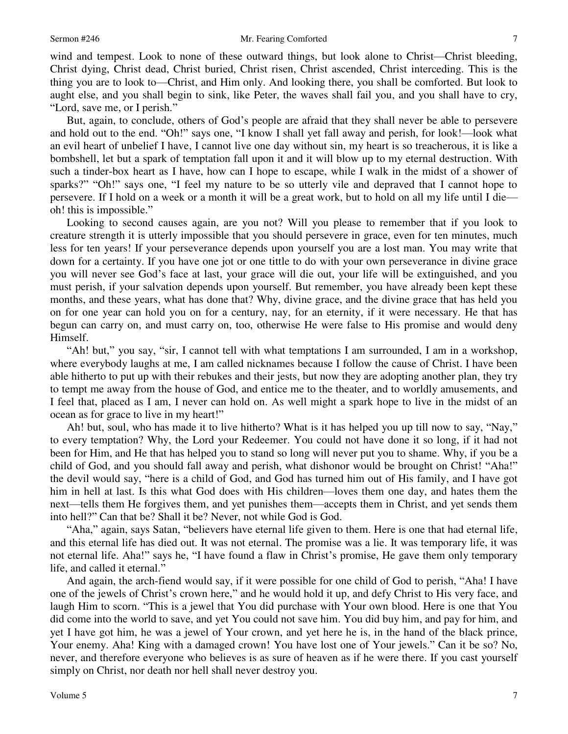wind and tempest. Look to none of these outward things, but look alone to Christ—Christ bleeding, Christ dying, Christ dead, Christ buried, Christ risen, Christ ascended, Christ interceding. This is the thing you are to look to—Christ, and Him only. And looking there, you shall be comforted. But look to aught else, and you shall begin to sink, like Peter, the waves shall fail you, and you shall have to cry, "Lord, save me, or I perish."

But, again, to conclude, others of God's people are afraid that they shall never be able to persevere and hold out to the end. "Oh!" says one, "I know I shall yet fall away and perish, for look!—look what an evil heart of unbelief I have, I cannot live one day without sin, my heart is so treacherous, it is like a bombshell, let but a spark of temptation fall upon it and it will blow up to my eternal destruction. With such a tinder-box heart as I have, how can I hope to escape, while I walk in the midst of a shower of sparks?" "Oh!" says one, "I feel my nature to be so utterly vile and depraved that I cannot hope to persevere. If I hold on a week or a month it will be a great work, but to hold on all my life until I die—oh! this is impossible."

Looking to second causes again, are you not? Will you please to remember that if you look to creature strength it is utterly impossible that you should persevere in grace, even for ten minutes, much less for ten years! If your perseverance depends upon yourself you are a lost man. You may write that down for a certainty. If you have one jot or one tittle to do with your own perseverance in divine grace you will never see God's face at last, your grace will die out, your life will be extinguished, and you must perish, if your salvation depends upon yourself. But remember, you have already been kept these months, and these years, what has done that? Why, divine grace, and the divine grace that has held you on for one year can hold you on for a century, nay, for an eternity, if it were necessary. He that has begun can carry on, and must carry on, too, otherwise He were false to His promise and would deny Himself.

"Ah! but," you say, "sir, I cannot tell with what temptations I am surrounded, I am in a workshop, where everybody laughs at me, I am called nicknames because I follow the cause of Christ. I have been able hitherto to put up with their rebukes and their jests, but now they are adopting another plan, they try to tempt me away from the house of God, and entice me to the theater, and to worldly amusements, and I feel that, placed as I am, I never can hold on. As well might a spark hope to live in the midst of an ocean as for grace to live in my heart!"

Ah! but, soul, who has made it to live hitherto? What is it has helped you up till now to say, "Nay," to every temptation? Why, the Lord your Redeemer. You could not have done it so long, if it had not been for Him, and He that has helped you to stand so long will never put you to shame. Why, if you be a child of God, and you should fall away and perish, what dishonor would be brought on Christ! "Aha!" the devil would say, "here is a child of God, and God has turned him out of His family, and I have got him in hell at last. Is this what God does with His children—loves them one day, and hates them the next—tells them He forgives them, and yet punishes them—accepts them in Christ, and yet sends them into hell?" Can that be? Shall it be? Never, not while God is God.

"Aha," again, says Satan, "believers have eternal life given to them. Here is one that had eternal life, and this eternal life has died out. It was not eternal. The promise was a lie. It was temporary life, it was not eternal life. Aha!" says he, "I have found a flaw in Christ's promise, He gave them only temporary life, and called it eternal."

And again, the arch-fiend would say, if it were possible for one child of God to perish, "Aha! I have one of the jewels of Christ's crown here," and he would hold it up, and defy Christ to His very face, and laugh Him to scorn. "This is a jewel that You did purchase with Your own blood. Here is one that You did come into the world to save, and yet You could not save him. You did buy him, and pay for him, and yet I have got him, he was a jewel of Your crown, and yet here he is, in the hand of the black prince, Your enemy. Aha! King with a damaged crown! You have lost one of Your jewels." Can it be so? No, never, and therefore everyone who believes is as sure of heaven as if he were there. If you cast yourself simply on Christ, nor death nor hell shall never destroy you.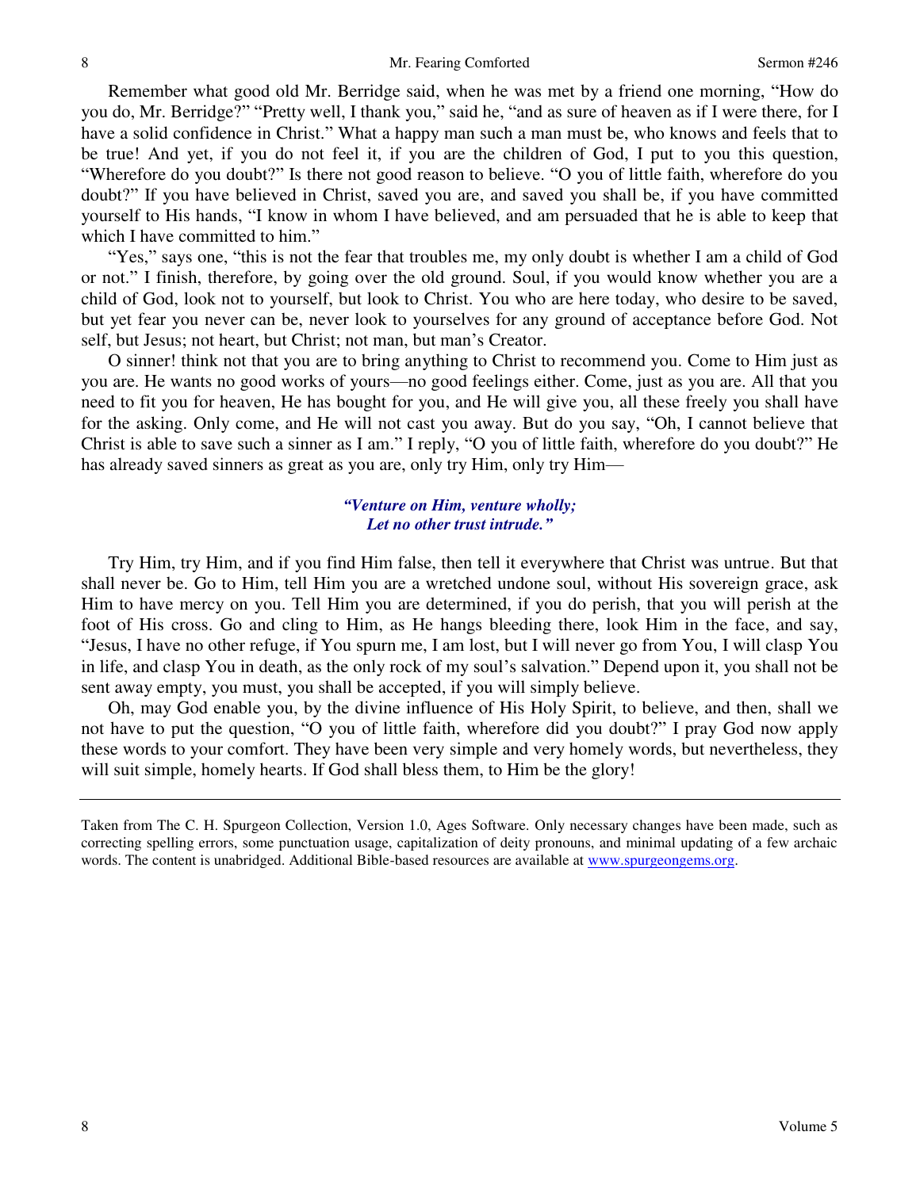Remember what good old Mr. Berridge said, when he was met by a friend one morning, "How do you do, Mr. Berridge?" "Pretty well, I thank you," said he, "and as sure of heaven as if I were there, for I have a solid confidence in Christ." What a happy man such a man must be, who knows and feels that to be true! And yet, if you do not feel it, if you are the children of God, I put to you this question, "Wherefore do you doubt?" Is there not good reason to believe. "O you of little faith, wherefore do you doubt?" If you have believed in Christ, saved you are, and saved you shall be, if you have committed yourself to His hands, "I know in whom I have believed, and am persuaded that he is able to keep that which I have committed to him."

"Yes," says one, "this is not the fear that troubles me, my only doubt is whether I am a child of God or not." I finish, therefore, by going over the old ground. Soul, if you would know whether you are a child of God, look not to yourself, but look to Christ. You who are here today, who desire to be saved, but yet fear you never can be, never look to yourselves for any ground of acceptance before God. Not self, but Jesus; not heart, but Christ; not man, but man's Creator.

O sinner! think not that you are to bring anything to Christ to recommend you. Come to Him just as you are. He wants no good works of yours—no good feelings either. Come, just as you are. All that you need to fit you for heaven, He has bought for you, and He will give you, all these freely you shall have for the asking. Only come, and He will not cast you away. But do you say, "Oh, I cannot believe that Christ is able to save such a sinner as I am." I reply, "O you of little faith, wherefore do you doubt?" He has already saved sinners as great as you are, only try Him, only try Him—

***"Venture on Him, venture wholly;***
***Let no other trust intrude."***

Try Him, try Him, and if you find Him false, then tell it everywhere that Christ was untrue. But that shall never be. Go to Him, tell Him you are a wretched undone soul, without His sovereign grace, ask Him to have mercy on you. Tell Him you are determined, if you do perish, that you will perish at the foot of His cross. Go and cling to Him, as He hangs bleeding there, look Him in the face, and say, "Jesus, I have no other refuge, if You spurn me, I am lost, but I will never go from You, I will clasp You in life, and clasp You in death, as the only rock of my soul's salvation." Depend upon it, you shall not be sent away empty, you must, you shall be accepted, if you will simply believe.

Oh, may God enable you, by the divine influence of His Holy Spirit, to believe, and then, shall we not have to put the question, "O you of little faith, wherefore did you doubt?" I pray God now apply these words to your comfort. They have been very simple and very homely words, but nevertheless, they will suit simple, homely hearts. If God shall bless them, to Him be the glory!

---

Taken from The C. H. Spurgeon Collection, Version 1.0, Ages Software. Only necessary changes have been made, such as correcting spelling errors, some punctuation usage, capitalization of deity pronouns, and minimal updating of a few archaic words. The content is unabridged. Additional Bible-based resources are available at www.spurgeongems.org.